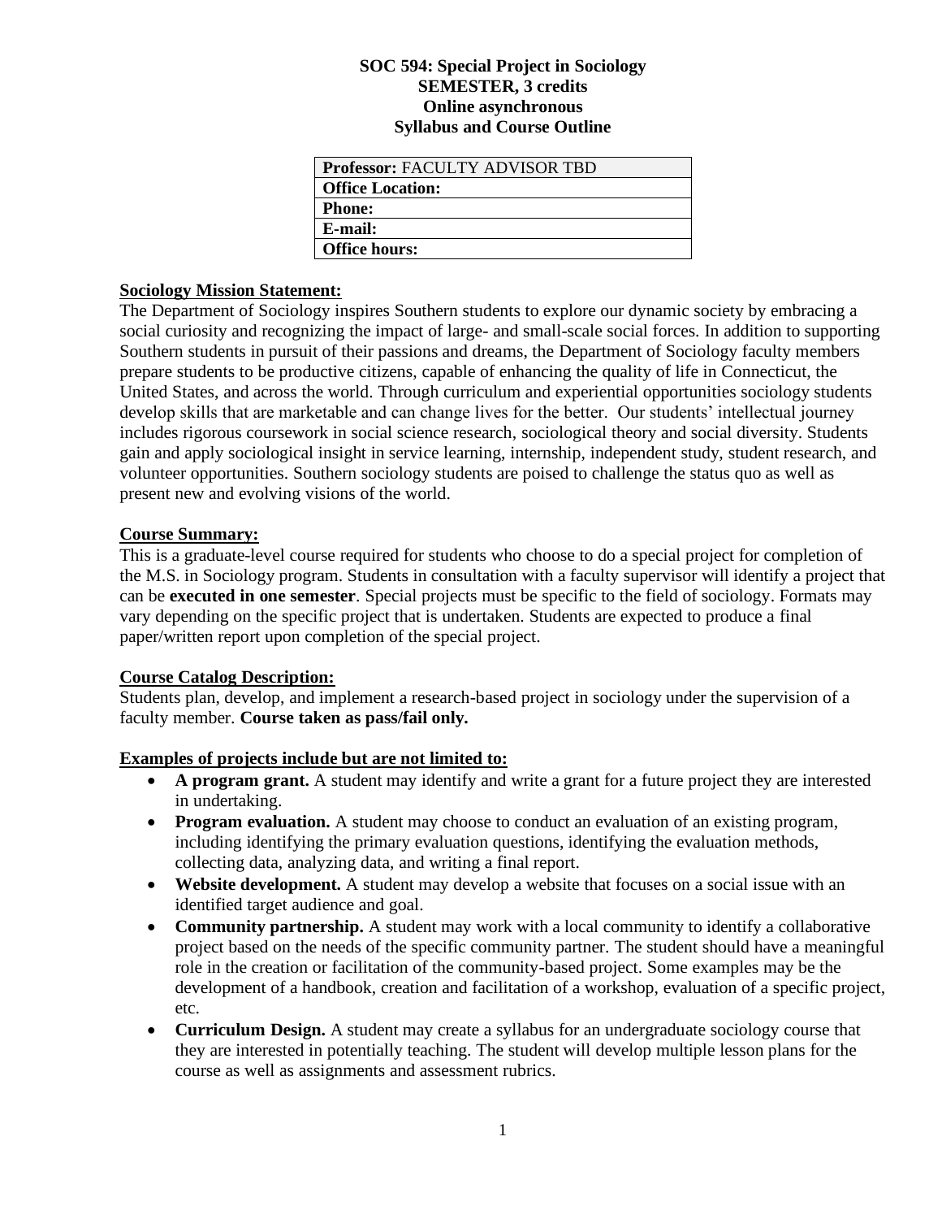# SOC 594: Special Project in Sociology
## SEMESTER, 3 credits
## Online asynchronous
## Syllabus and Course Outline

| **Professor:** FACULTY ADVISOR TBD |
| --- |
| **Office Location:** |
| **Phone:** |
| **E-mail:** |
| **Office hours:** |

### Sociology Mission Statement:

The Department of Sociology inspires Southern students to explore our dynamic society by embracing a social curiosity and recognizing the impact of large- and small-scale social forces. In addition to supporting Southern students in pursuit of their passions and dreams, the Department of Sociology faculty members prepare students to be productive citizens, capable of enhancing the quality of life in Connecticut, the United States, and across the world. Through curriculum and experiential opportunities sociology students develop skills that are marketable and can change lives for the better. Our students' intellectual journey includes rigorous coursework in social science research, sociological theory and social diversity. Students gain and apply sociological insight in service learning, internship, independent study, student research, and volunteer opportunities. Southern sociology students are poised to challenge the status quo as well as present new and evolving visions of the world.

### Course Summary:

This is a graduate-level course required for students who choose to do a special project for completion of the M.S. in Sociology program. Students in consultation with a faculty supervisor will identify a project that can be **executed in one semester**. Special projects must be specific to the field of sociology. Formats may vary depending on the specific project that is undertaken. Students are expected to produce a final paper/written report upon completion of the special project.

### Course Catalog Description:

Students plan, develop, and implement a research-based project in sociology under the supervision of a faculty member. **Course taken as pass/fail only.**

### Examples of projects include but are not limited to:

- **A program grant.** A student may identify and write a grant for a future project they are interested in undertaking.
- **Program evaluation.** A student may choose to conduct an evaluation of an existing program, including identifying the primary evaluation questions, identifying the evaluation methods, collecting data, analyzing data, and writing a final report.
- **Website development.** A student may develop a website that focuses on a social issue with an identified target audience and goal.
- **Community partnership.** A student may work with a local community to identify a collaborative project based on the needs of the specific community partner. The student should have a meaningful role in the creation or facilitation of the community-based project. Some examples may be the development of a handbook, creation and facilitation of a workshop, evaluation of a specific project, etc.
- **Curriculum Design.** A student may create a syllabus for an undergraduate sociology course that they are interested in potentially teaching. The student will develop multiple lesson plans for the course as well as assignments and assessment rubrics.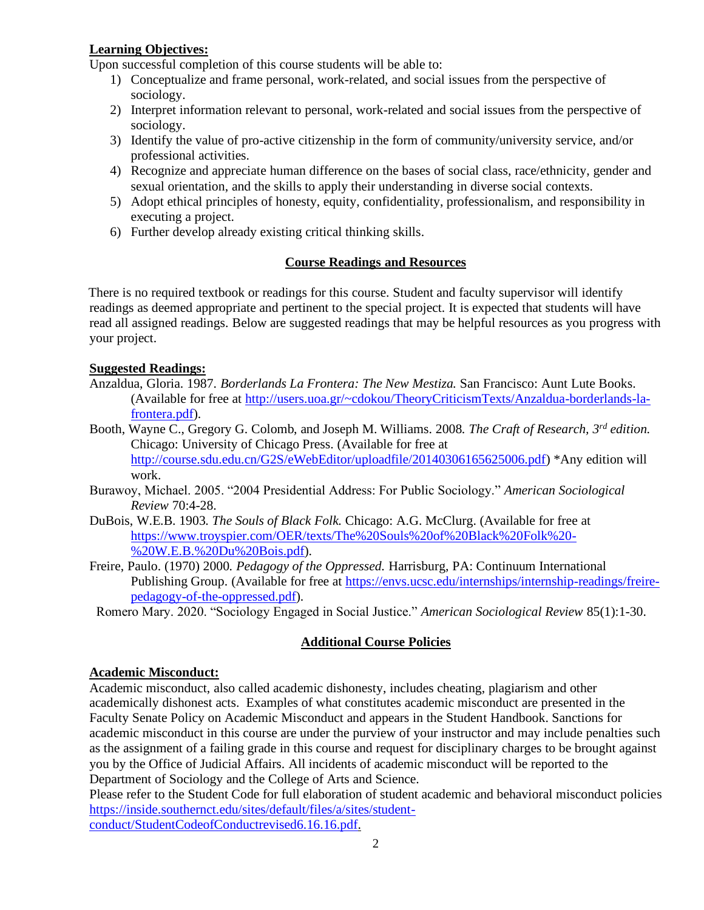**Learning Objectives:**

Upon successful completion of this course students will be able to:

1) Conceptualize and frame personal, work-related, and social issues from the perspective of sociology.
2) Interpret information relevant to personal, work-related and social issues from the perspective of sociology.
3) Identify the value of pro-active citizenship in the form of community/university service, and/or professional activities.
4) Recognize and appreciate human difference on the bases of social class, race/ethnicity, gender and sexual orientation, and the skills to apply their understanding in diverse social contexts.
5) Adopt ethical principles of honesty, equity, confidentiality, professionalism, and responsibility in executing a project.
6) Further develop already existing critical thinking skills.

## Course Readings and Resources

There is no required textbook or readings for this course. Student and faculty supervisor will identify readings as deemed appropriate and pertinent to the special project. It is expected that students will have read all assigned readings. Below are suggested readings that may be helpful resources as you progress with your project.

**Suggested Readings:**

Anzaldua, Gloria. 1987. *Borderlands La Frontera: The New Mestiza.* San Francisco: Aunt Lute Books. (Available for free at http://users.uoa.gr/~cdokou/TheoryCriticismTexts/Anzaldua-borderlands-la-frontera.pdf).

Booth, Wayne C., Gregory G. Colomb, and Joseph M. Williams. 2008. *The Craft of Research, 3rd edition.* Chicago: University of Chicago Press. (Available for free at http://course.sdu.edu.cn/G2S/eWebEditor/uploadfile/20140306165625006.pdf) *Any edition will work.

Burawoy, Michael. 2005. "2004 Presidential Address: For Public Sociology." *American Sociological Review* 70:4-28.

DuBois, W.E.B. 1903. *The Souls of Black Folk.* Chicago: A.G. McClurg. (Available for free at https://www.troyspier.com/OER/texts/The%20Souls%20of%20Black%20Folk%20-%20W.E.B.%20Du%20Bois.pdf).

Freire, Paulo. (1970) 2000. *Pedagogy of the Oppressed.* Harrisburg, PA: Continuum International Publishing Group. (Available for free at https://envs.ucsc.edu/internships/internship-readings/freire-pedagogy-of-the-oppressed.pdf).

Romero Mary. 2020. "Sociology Engaged in Social Justice." *American Sociological Review* 85(1):1-30.

## Additional Course Policies

**Academic Misconduct:**

Academic misconduct, also called academic dishonesty, includes cheating, plagiarism and other academically dishonest acts. Examples of what constitutes academic misconduct are presented in the Faculty Senate Policy on Academic Misconduct and appears in the Student Handbook. Sanctions for academic misconduct in this course are under the purview of your instructor and may include penalties such as the assignment of a failing grade in this course and request for disciplinary charges to be brought against you by the Office of Judicial Affairs. All incidents of academic misconduct will be reported to the Department of Sociology and the College of Arts and Science.

Please refer to the Student Code for full elaboration of student academic and behavioral misconduct policies https://inside.southernct.edu/sites/default/files/a/sites/student-conduct/StudentCodeofConductrevised6.16.16.pdf.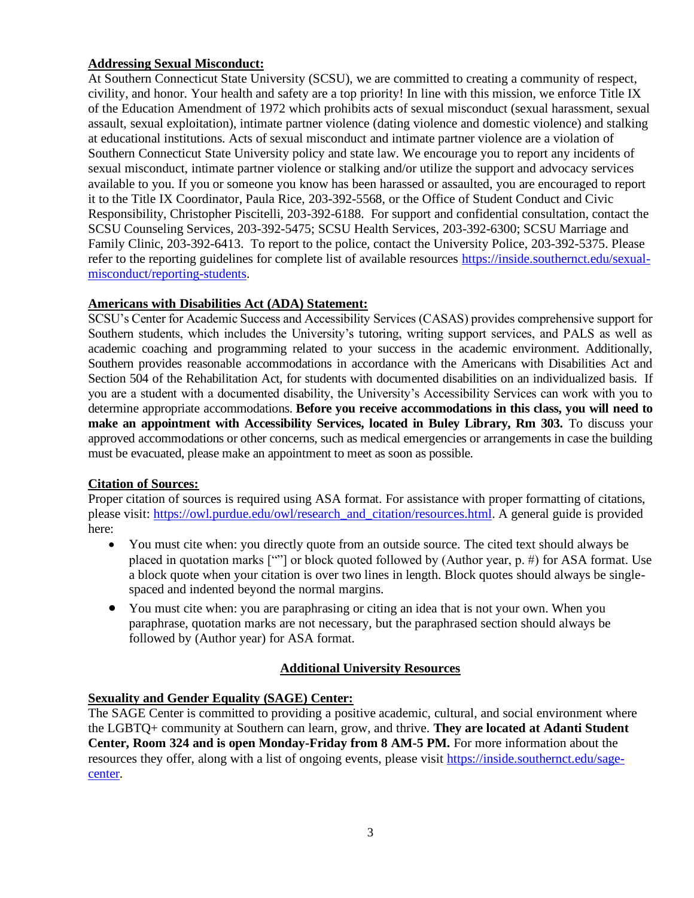**Addressing Sexual Misconduct:**

At Southern Connecticut State University (SCSU), we are committed to creating a community of respect, civility, and honor. Your health and safety are a top priority! In line with this mission, we enforce Title IX of the Education Amendment of 1972 which prohibits acts of sexual misconduct (sexual harassment, sexual assault, sexual exploitation), intimate partner violence (dating violence and domestic violence) and stalking at educational institutions. Acts of sexual misconduct and intimate partner violence are a violation of Southern Connecticut State University policy and state law. We encourage you to report any incidents of sexual misconduct, intimate partner violence or stalking and/or utilize the support and advocacy services available to you. If you or someone you know has been harassed or assaulted, you are encouraged to report it to the Title IX Coordinator, Paula Rice, 203-392-5568, or the Office of Student Conduct and Civic Responsibility, Christopher Piscitelli, 203-392-6188. For support and confidential consultation, contact the SCSU Counseling Services, 203-392-5475; SCSU Health Services, 203-392-6300; SCSU Marriage and Family Clinic, 203-392-6413. To report to the police, contact the University Police, 203-392-5375. Please refer to the reporting guidelines for complete list of available resources https://inside.southernct.edu/sexual-misconduct/reporting-students.

**Americans with Disabilities Act (ADA) Statement:**

SCSU's Center for Academic Success and Accessibility Services (CASAS) provides comprehensive support for Southern students, which includes the University's tutoring, writing support services, and PALS as well as academic coaching and programming related to your success in the academic environment. Additionally, Southern provides reasonable accommodations in accordance with the Americans with Disabilities Act and Section 504 of the Rehabilitation Act, for students with documented disabilities on an individualized basis. If you are a student with a documented disability, the University's Accessibility Services can work with you to determine appropriate accommodations. **Before you receive accommodations in this class, you will need to make an appointment with Accessibility Services, located in Buley Library, Rm 303.** To discuss your approved accommodations or other concerns, such as medical emergencies or arrangements in case the building must be evacuated, please make an appointment to meet as soon as possible.

**Citation of Sources:**

Proper citation of sources is required using ASA format. For assistance with proper formatting of citations, please visit: https://owl.purdue.edu/owl/research_and_citation/resources.html. A general guide is provided here:

- You must cite when: you directly quote from an outside source. The cited text should always be placed in quotation marks [""] or block quoted followed by (Author year, p. #) for ASA format. Use a block quote when your citation is over two lines in length. Block quotes should always be single-spaced and indented beyond the normal margins.
- You must cite when: you are paraphrasing or citing an idea that is not your own. When you paraphrase, quotation marks are not necessary, but the paraphrased section should always be followed by (Author year) for ASA format.

## Additional University Resources

**Sexuality and Gender Equality (SAGE) Center:**

The SAGE Center is committed to providing a positive academic, cultural, and social environment where the LGBTQ+ community at Southern can learn, grow, and thrive. **They are located at Adanti Student Center, Room 324 and is open Monday-Friday from 8 AM-5 PM.** For more information about the resources they offer, along with a list of ongoing events, please visit https://inside.southernct.edu/sage-center.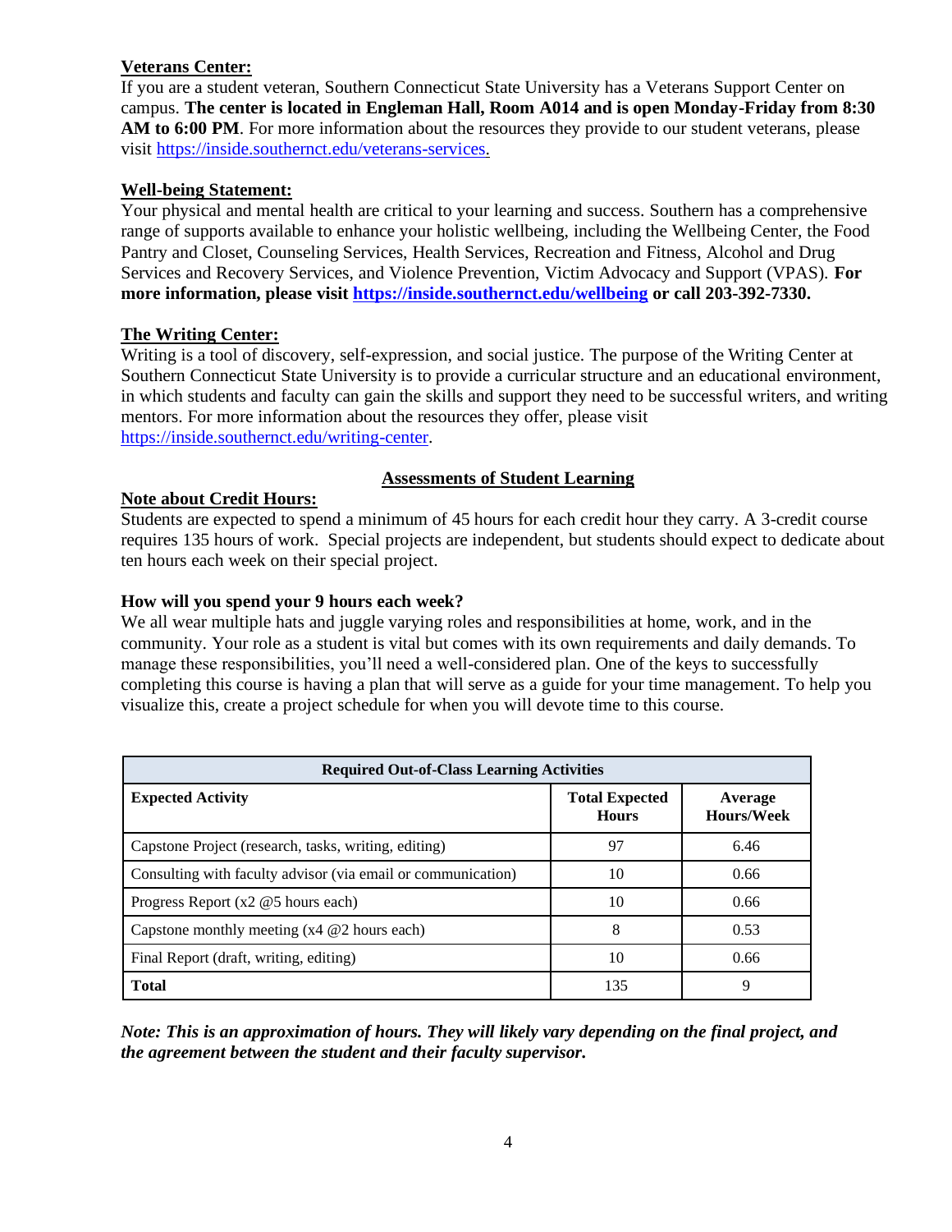**Veterans Center:**

If you are a student veteran, Southern Connecticut State University has a Veterans Support Center on campus. **The center is located in Engleman Hall, Room A014 and is open Monday-Friday from 8:30 AM to 6:00 PM**. For more information about the resources they provide to our student veterans, please visit https://inside.southernct.edu/veterans-services.

**Well-being Statement:**

Your physical and mental health are critical to your learning and success. Southern has a comprehensive range of supports available to enhance your holistic wellbeing, including the Wellbeing Center, the Food Pantry and Closet, Counseling Services, Health Services, Recreation and Fitness, Alcohol and Drug Services and Recovery Services, and Violence Prevention, Victim Advocacy and Support (VPAS). **For more information, please visit https://inside.southernct.edu/wellbeing or call 203-392-7330.**

**The Writing Center:**

Writing is a tool of discovery, self-expression, and social justice. The purpose of the Writing Center at Southern Connecticut State University is to provide a curricular structure and an educational environment, in which students and faculty can gain the skills and support they need to be successful writers, and writing mentors. For more information about the resources they offer, please visit https://inside.southernct.edu/writing-center.

## Assessments of Student Learning

**Note about Credit Hours:**

Students are expected to spend a minimum of 45 hours for each credit hour they carry. A 3-credit course requires 135 hours of work. Special projects are independent, but students should expect to dedicate about ten hours each week on their special project.

**How will you spend your 9 hours each week?**

We all wear multiple hats and juggle varying roles and responsibilities at home, work, and in the community. Your role as a student is vital but comes with its own requirements and daily demands. To manage these responsibilities, you'll need a well-considered plan. One of the keys to successfully completing this course is having a plan that will serve as a guide for your time management. To help you visualize this, create a project schedule for when you will devote time to this course.

| **Required Out-of-Class Learning Activities** | | |
|---|---|---|
| **Expected Activity** | **Total Expected Hours** | **Average Hours/Week** |
| Capstone Project (research, tasks, writing, editing) | 97 | 6.46 |
| Consulting with faculty advisor (via email or communication) | 10 | 0.66 |
| Progress Report (x2 @5 hours each) | 10 | 0.66 |
| Capstone monthly meeting (x4 @2 hours each) | 8 | 0.53 |
| Final Report (draft, writing, editing) | 10 | 0.66 |
| **Total** | 135 | 9 |

***Note: This is an approximation of hours. They will likely vary depending on the final project, and the agreement between the student and their faculty supervisor.***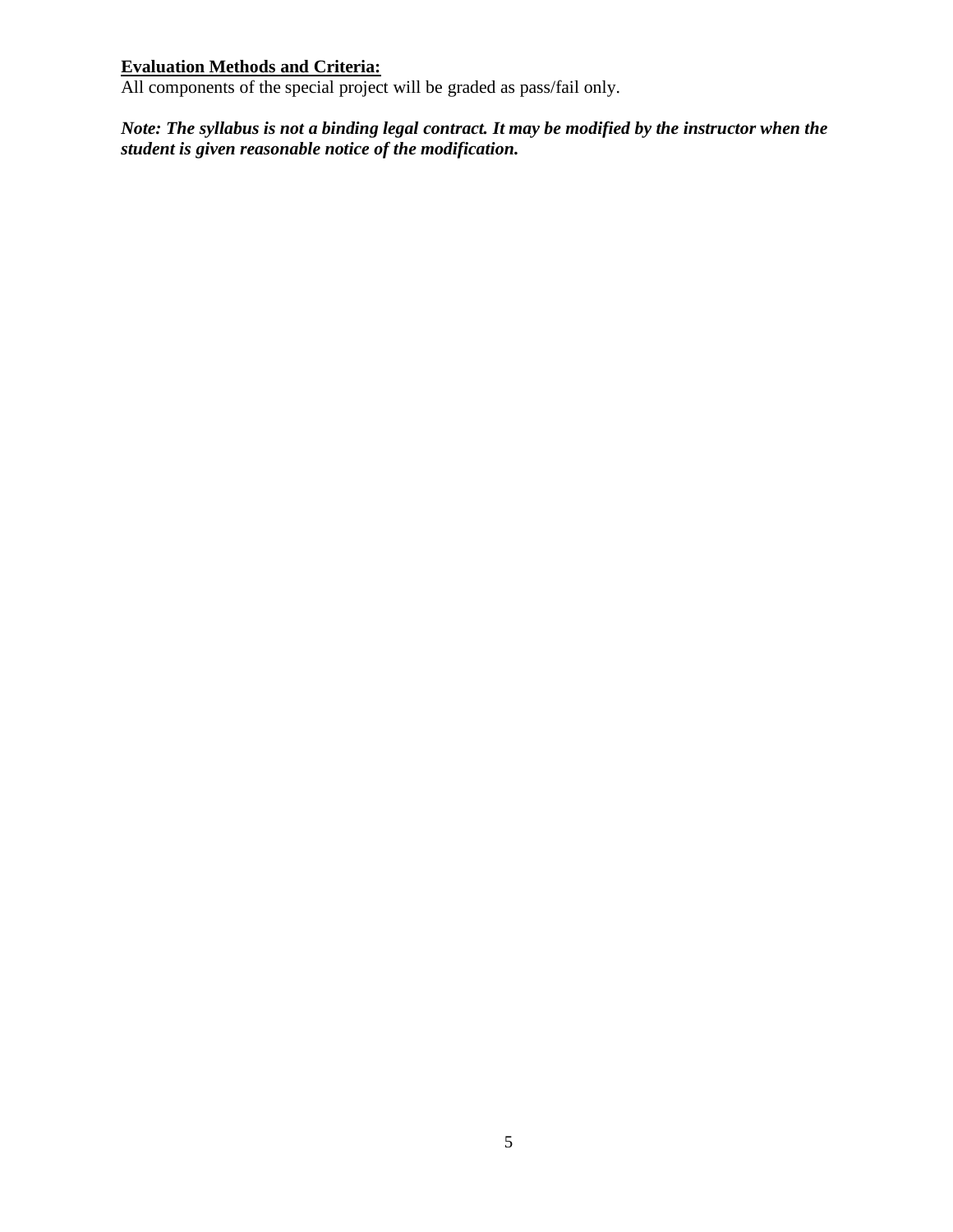**Evaluation Methods and Criteria:**
All components of the special project will be graded as pass/fail only.

***Note: The syllabus is not a binding legal contract. It may be modified by the instructor when the student is given reasonable notice of the modification.***